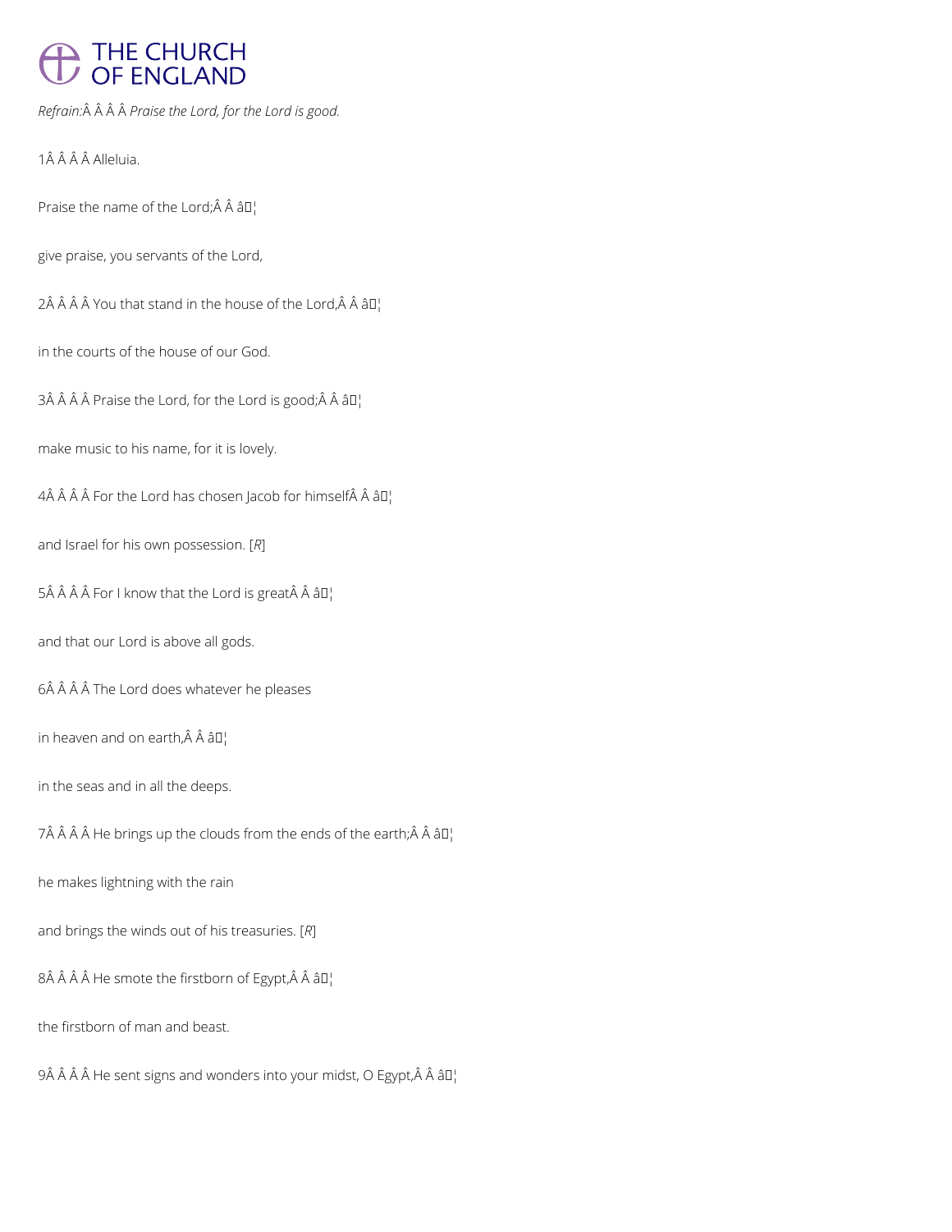*Refrain:*Â Â Â Â *Praise the Lord, for the Lord is good.*

1Â Â Â Â Alleluia.

Praise the name of the Lord;Â Â â¦

give praise, you servants of the Lord,

2Â Â Â Â You that stand in the house of the Lord,Â Â â¦

in the courts of the house of our God.

3Â Â Â Â Praise the Lord, for the Lord is good;Â Â â¦

make music to his name, for it is lovely.

4Â Â Â Â For the Lord has chosen Jacob for himselfÂ Â â¦

and Israel for his own possession. [*R*]

5Â Â Â Â For I know that the Lord is greatÂ Â â¦

and that our Lord is above all gods.

6Â Â Â Â The Lord does whatever he pleases

in heaven and on earth,Â Â â¦

in the seas and in all the deeps.

7Â Â Â Â He brings up the clouds from the ends of the earth;Â Â â¦

he makes lightning with the rain

and brings the winds out of his treasuries. [*R*]

8Â Â Â Â He smote the firstborn of Egypt,Â Â â¦

the firstborn of man and beast.

9Â Â Â Â He sent signs and wonders into your midst, O Egypt,Â Â â¦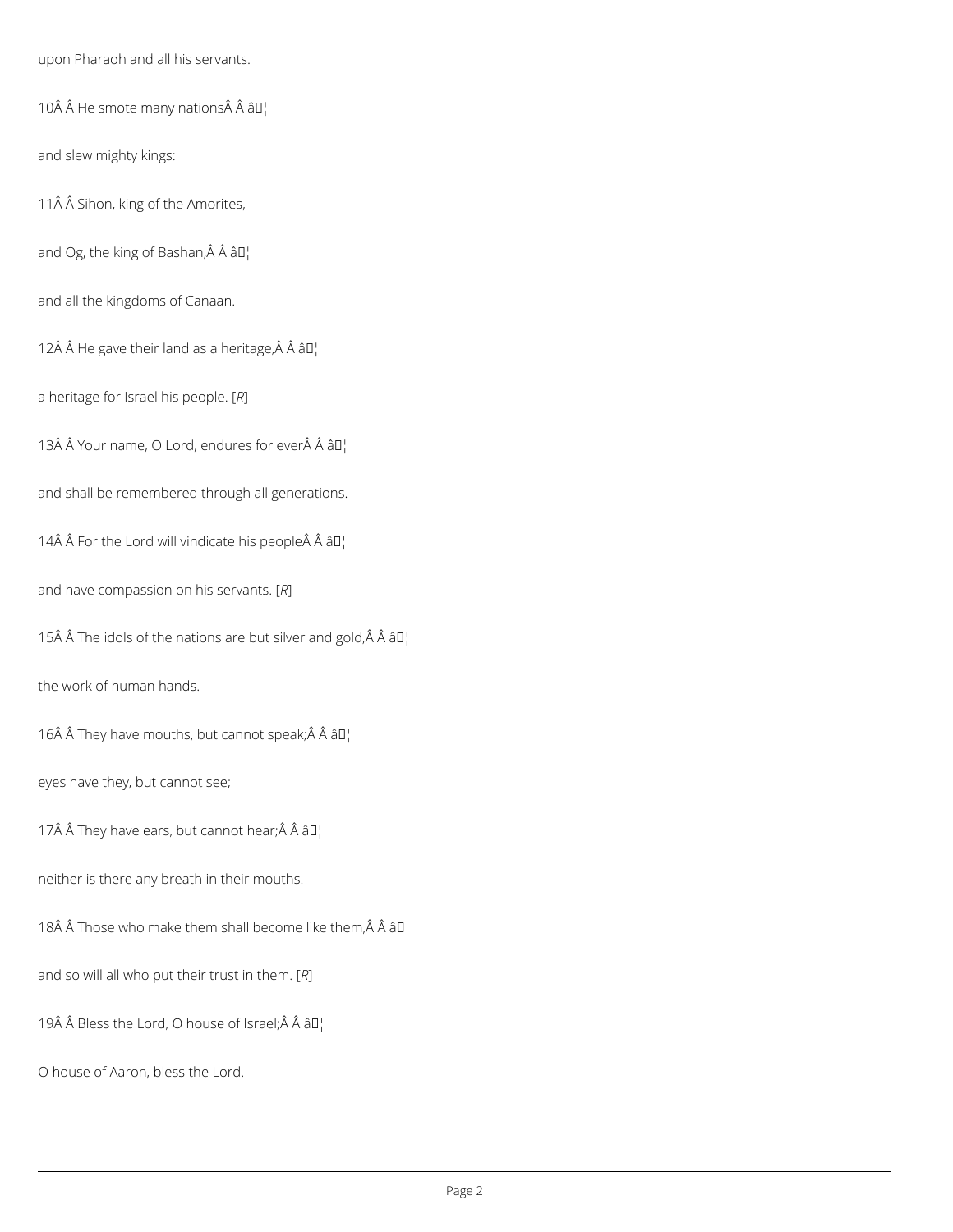upon Pharaoh and all his servants.

10Â Â He smote many nationsÂ Â â¦

and slew mighty kings:

11Â Â Sihon, king of the Amorites,

and Og, the king of Bashan,Â Â â¦

and all the kingdoms of Canaan.

12Â Â He gave their land as a heritage,Â Â â¦

a heritage for Israel his people. [*R*]

13Â Â Your name, O Lord, endures for everÂ Â â¦

and shall be remembered through all generations.

14Â Â For the Lord will vindicate his peopleÂ Â â¦

and have compassion on his servants. [*R*]

15Â Â The idols of the nations are but silver and gold,Â Â â¦

the work of human hands.

16Â Â They have mouths, but cannot speak;Â Â â¦

eyes have they, but cannot see;

17Â Â They have ears, but cannot hear;Â Â â¦

neither is there any breath in their mouths.

18Â Â Those who make them shall become like them,Â Â â¦

and so will all who put their trust in them. [*R*]

19Â Â Bless the Lord, O house of Israel;Â Â â¦

O house of Aaron, bless the Lord.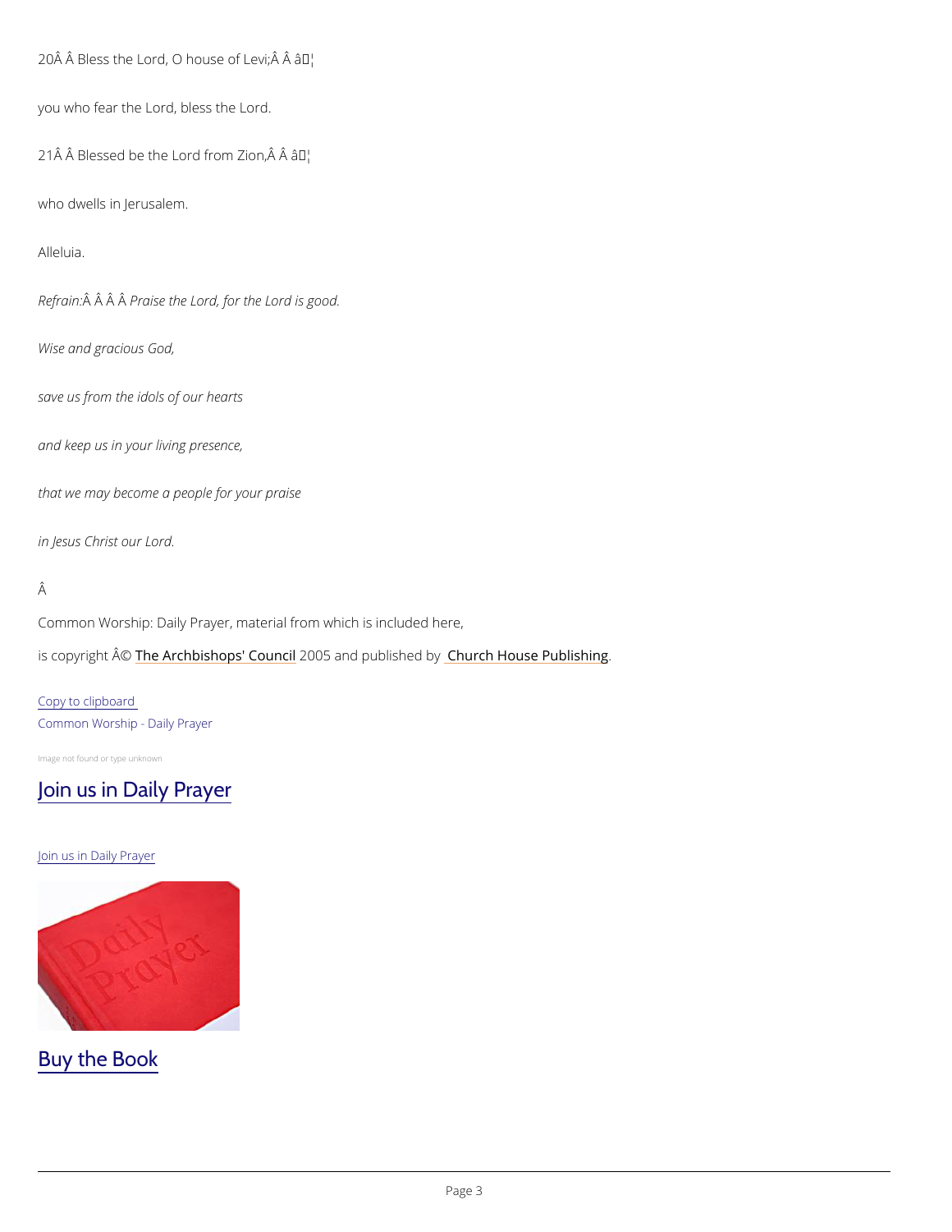20Â Â Bless the Lord, O house of Levi;Â Â â¦

you who fear the Lord, bless the Lord.

21Â Â Blessed be the Lord from Zion,Â Â â¦

who dwells in Jerusalem.

Alleluia.

*Refrain:Â Â Â Â Praise the Lord, for the Lord is good.*

*Wise and gracious God,*

*save us from the idols of our hearts*

*and keep us in your living presence,*

*that we may become a people for your praise*

*in Jesus Christ our Lord.*

Â

Common Worship: Daily Prayer, material from which is included here,

is copyright Â© [The Archbishops' Council]() 2005 and published by [Church House Publishing]().

[Copy to clipboard]()

[Common Worship - Daily Prayer]()

Image not found or type unknown

# [Join us in Daily Prayer]()

[Join us in Daily Prayer]()

## [Buy the Book]()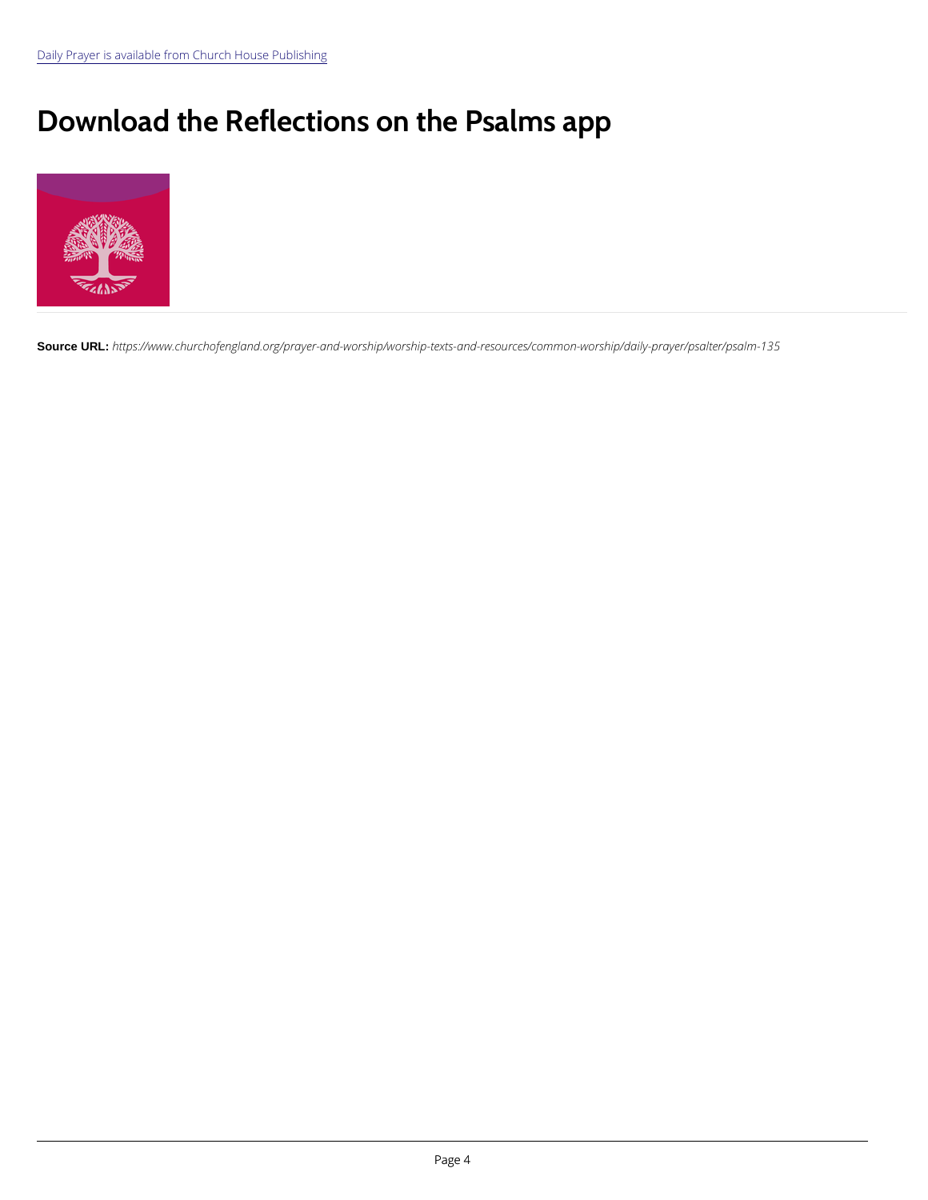[Daily Prayer is available from Church House Publishing](#)

# Download the Reflections on the Psalms app

**Source URL:** *https://www.churchofengland.org/prayer-and-worship/worship-texts-and-resources/common-worship/daily-prayer/psalter/psalm-135*